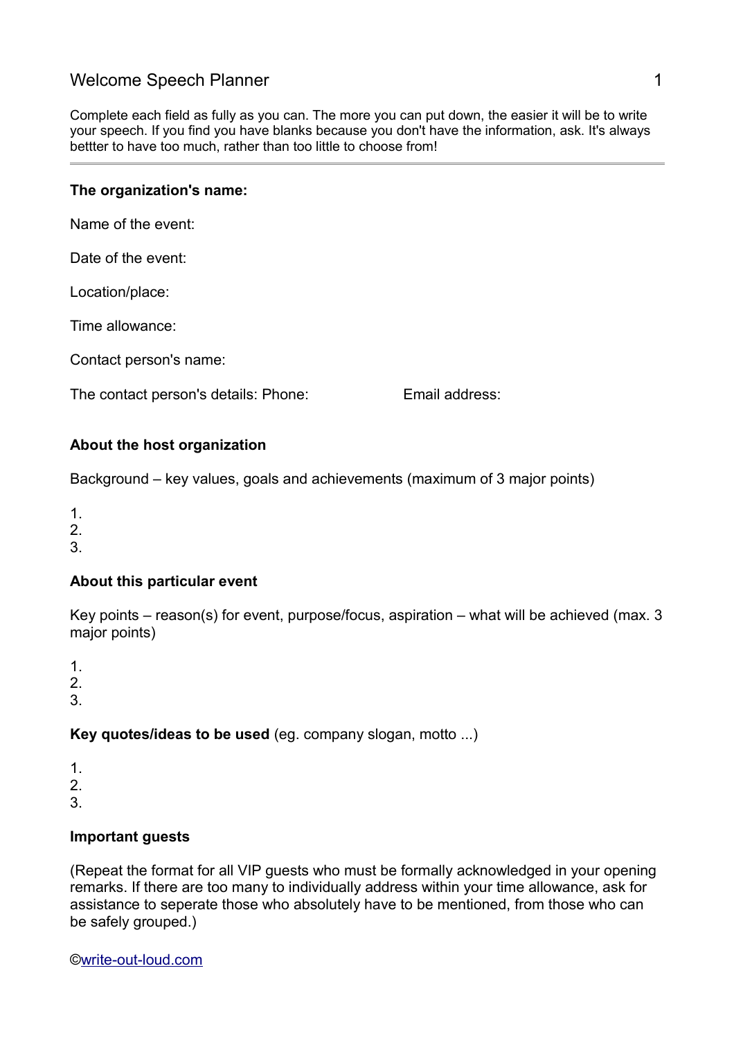# Welcome Speech Planner

Complete each field as fully as you can. The more you can put down, the easier it will be to write your speech. If you find you have blanks because you don't have the information, ask. It's always bettter to have too much, rather than too little to choose from!

---

**The organization's name:**

Name of the event:

Date of the event:

Location/place:

Time allowance:

Contact person's name:

The contact person's details: Phone: Email address:

**About the host organization**

Background – key values, goals and achievements (maximum of 3 major points)

1.
2.
3.

**About this particular event**

Key points – reason(s) for event, purpose/focus, aspiration – what will be achieved (max. 3 major points)

1.
2.
3.

**Key quotes/ideas to be used** (eg. company slogan, motto ...)

1.
2.
3.

**Important guests**

(Repeat the format for all VIP guests who must be formally acknowledged in your opening remarks. If there are too many to individually address within your time allowance, ask for assistance to seperate those who absolutely have to be mentioned, from those who can be safely grouped.)

©write-out-loud.com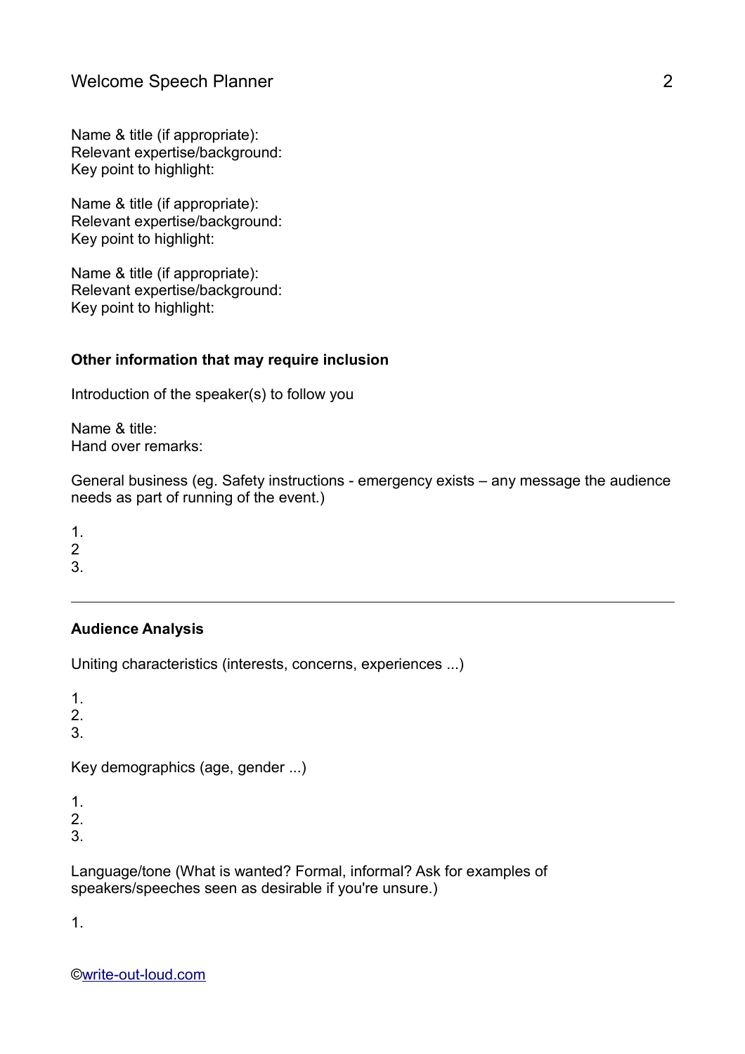Name & title (if appropriate):
Relevant expertise/background:
Key point to highlight:

Name & title (if appropriate):
Relevant expertise/background:
Key point to highlight:

Name & title (if appropriate):
Relevant expertise/background:
Key point to highlight:

**Other information that may require inclusion**

Introduction of the speaker(s) to follow you

Name & title:
Hand over remarks:

General business (eg. Safety instructions - emergency exists – any message the audience needs as part of running of the event.)

1.
2
3.

---

**Audience Analysis**

Uniting characteristics (interests, concerns, experiences ...)

1.
2.
3.

Key demographics (age, gender ...)

1.
2.
3.

Language/tone (What is wanted? Formal, informal? Ask for examples of speakers/speeches seen as desirable if you're unsure.)

1.

©write-out-loud.com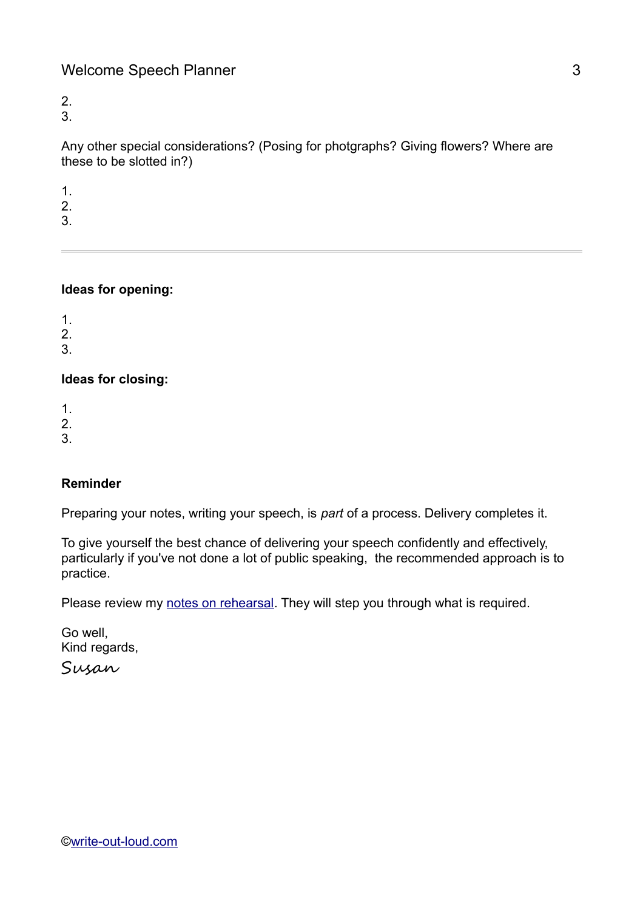2.
3.

Any other special considerations? (Posing for phtographs? Giving flowers? Where are these to be slotted in?)

1.
2.
3.

---

**Ideas for opening:**

1.
2.
3.

**Ideas for closing:**

1.
2.
3.

**Reminder**

Preparing your notes, writing your speech, is *part* of a process. Delivery completes it.

To give yourself the best chance of delivering your speech confidently and effectively, particularly if you've not done a lot of public speaking, the recommended approach is to practice.

Please review my notes on rehearsal. They will step you through what is required.

Go well,
Kind regards,
Susan

©write-out-loud.com